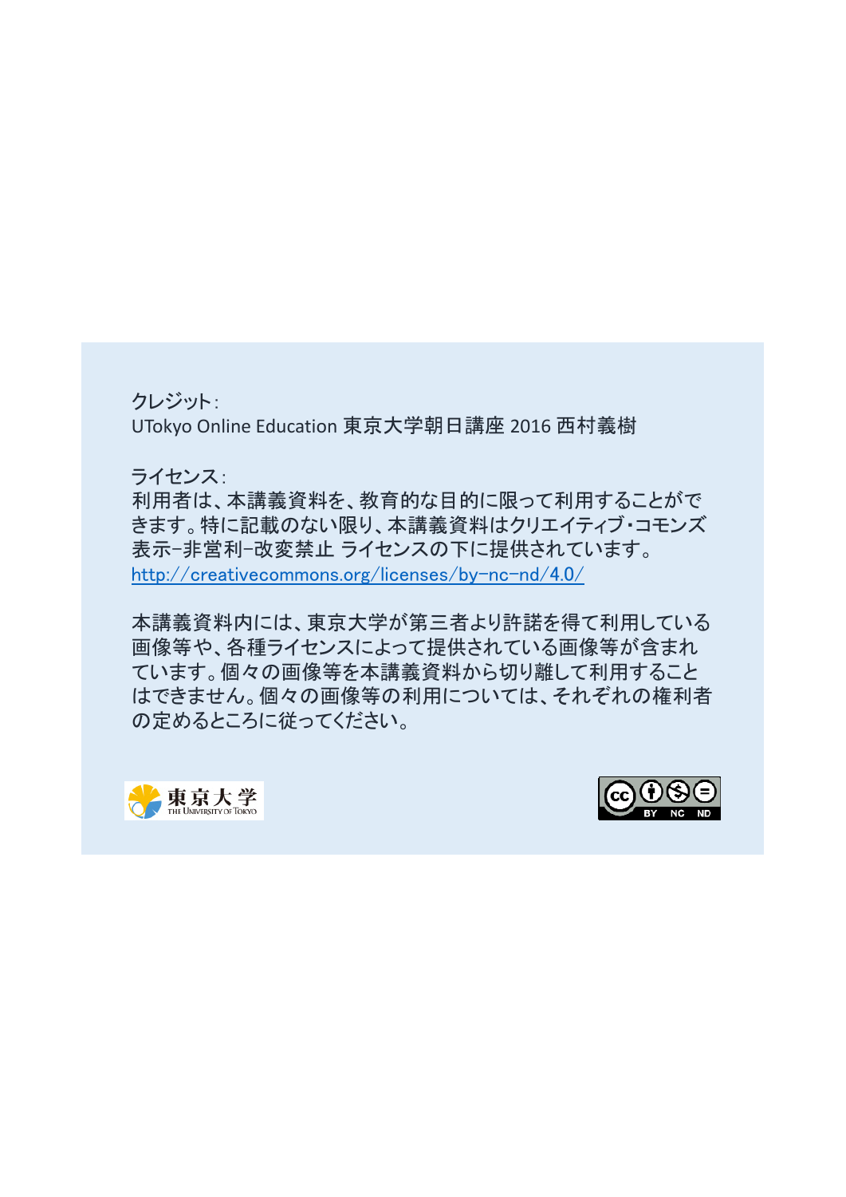クレジット:
UTokyo Online Education 東京大学朝日講座 2016 西村義樹

ライセンス:
利用者は、本講義資料を、教育的な目的に限って利用することができます。特に記載のない限り、本講義資料はクリエイティブ・コモンズ 表示-非営利-改変禁止 ライセンスの下に提供されています。
http://creativecommons.org/licenses/by-nc-nd/4.0/

本講義資料内には、東京大学が第三者より許諾を得て利用している画像等や、各種ライセンスによって提供されている画像等が含まれています。個々の画像等を本講義資料から切り離して利用することはできません。個々の画像等の利用については、それぞれの権利者の定めるところに従ってください。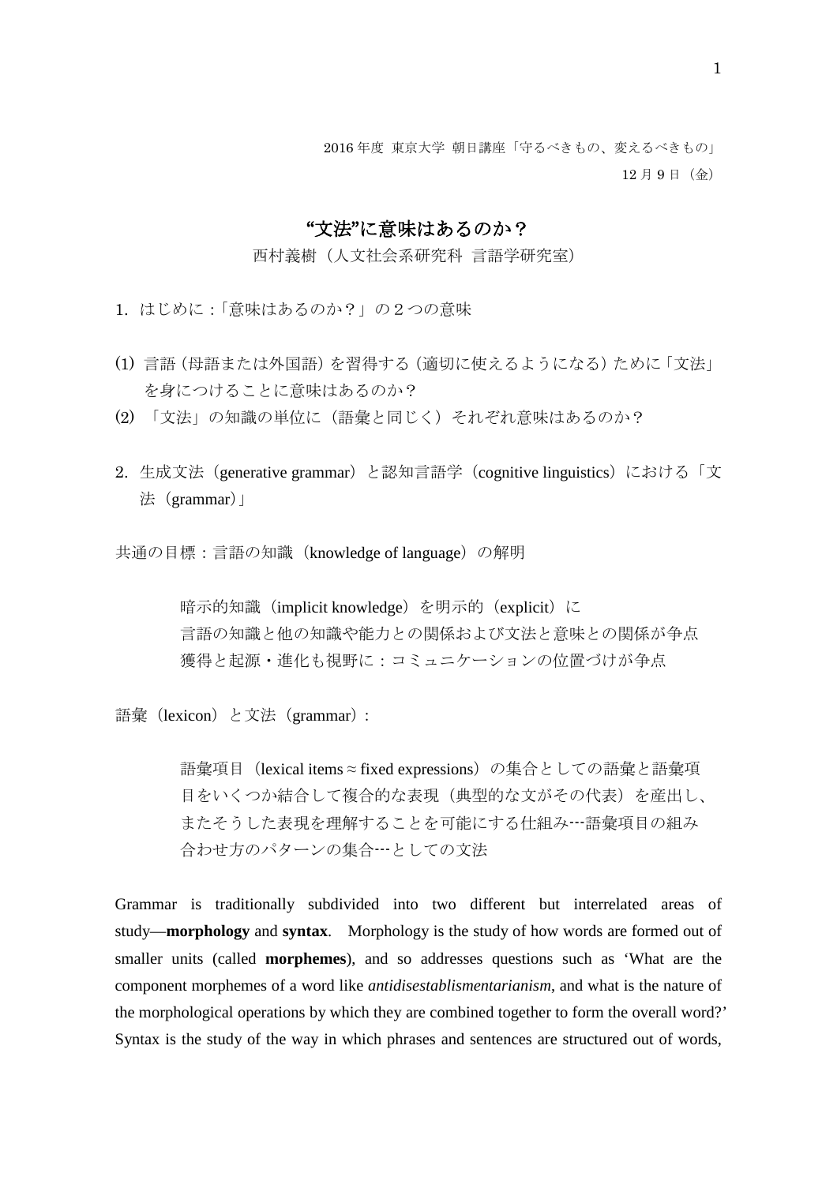2016 年度 東京大学 朝日講座「守るべきもの、変えるべきもの」

12 月 9 日（金）

# “文法”に意味はあるのか？

西村義樹（人文社会系研究科 言語学研究室）

## 1. はじめに：「意味はあるのか？」の２つの意味

(1) 言語（母語または外国語）を習得する（適切に使えるようになる）ために「文法」を身につけることに意味はあるのか？

(2) 「文法」の知識の単位に（語彙と同じく）それぞれ意味はあるのか？

## 2. 生成文法（generative grammar）と認知言語学（cognitive linguistics）における「文法（grammar）」

共通の目標：言語の知識（knowledge of language）の解明

> 暗示的知識（implicit knowledge）を明示的（explicit）に
> 言語の知識と他の知識や能力との関係および文法と意味との関係が争点
> 獲得と起源・進化も視野に：コミュニケーションの位置づけが争点

語彙（lexicon）と文法（grammar）：

> 語彙項目（lexical items ≈ fixed expressions）の集合としての語彙と語彙項目をいくつか結合して複合的な表現（典型的な文がその代表）を産出し、またそうした表現を理解することを可能にする仕組み…語彙項目の組み合わせ方のパターンの集合…としての文法

Grammar is traditionally subdivided into two different but interrelated areas of study—**morphology** and **syntax**. Morphology is the study of how words are formed out of smaller units (called **morphemes**), and so addresses questions such as 'What are the component morphemes of a word like *antidisestablismentarianism*, and what is the nature of the morphological operations by which they are combined together to form the overall word?' Syntax is the study of the way in which phrases and sentences are structured out of words,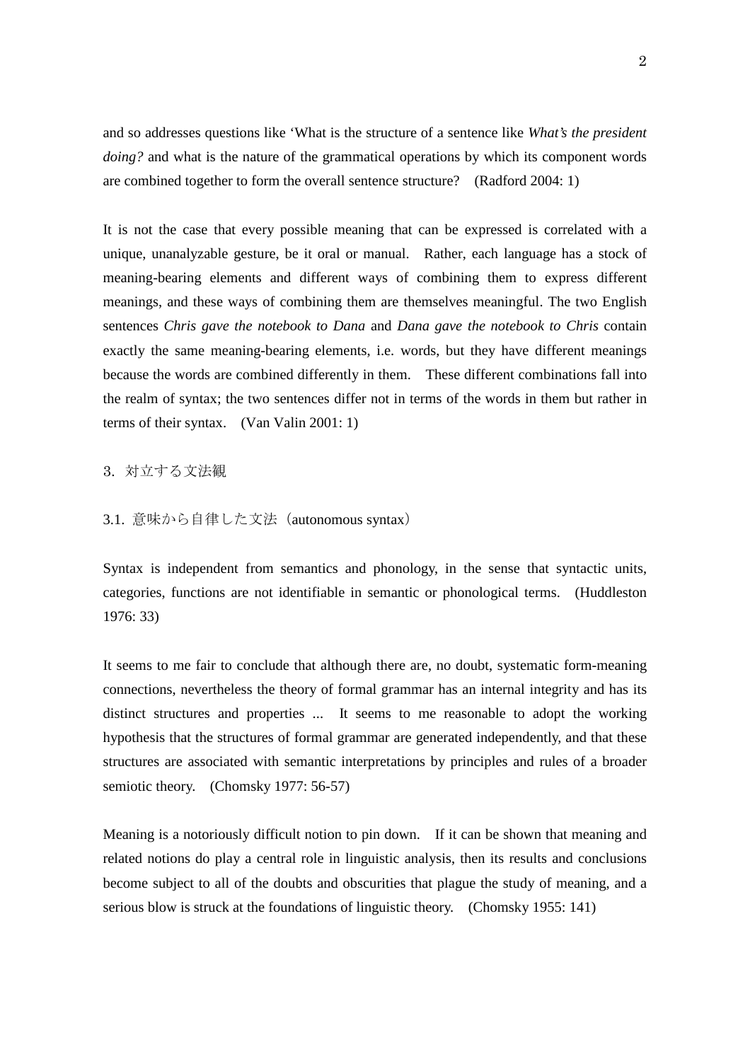and so addresses questions like 'What is the structure of a sentence like *What's the president doing?* and what is the nature of the grammatical operations by which its component words are combined together to form the overall sentence structure? (Radford 2004: 1)

It is not the case that every possible meaning that can be expressed is correlated with a unique, unanalyzable gesture, be it oral or manual. Rather, each language has a stock of meaning-bearing elements and different ways of combining them to express different meanings, and these ways of combining them are themselves meaningful. The two English sentences *Chris gave the notebook to Dana* and *Dana gave the notebook to Chris* contain exactly the same meaning-bearing elements, i.e. words, but they have different meanings because the words are combined differently in them. These different combinations fall into the realm of syntax; the two sentences differ not in terms of the words in them but rather in terms of their syntax. (Van Valin 2001: 1)

## 3. 対立する文法観

### 3.1. 意味から自律した文法（autonomous syntax）

Syntax is independent from semantics and phonology, in the sense that syntactic units, categories, functions are not identifiable in semantic or phonological terms. (Huddleston 1976: 33)

It seems to me fair to conclude that although there are, no doubt, systematic form-meaning connections, nevertheless the theory of formal grammar has an internal integrity and has its distinct structures and properties ... It seems to me reasonable to adopt the working hypothesis that the structures of formal grammar are generated independently, and that these structures are associated with semantic interpretations by principles and rules of a broader semiotic theory. (Chomsky 1977: 56-57)

Meaning is a notoriously difficult notion to pin down. If it can be shown that meaning and related notions do play a central role in linguistic analysis, then its results and conclusions become subject to all of the doubts and obscurities that plague the study of meaning, and a serious blow is struck at the foundations of linguistic theory. (Chomsky 1955: 141)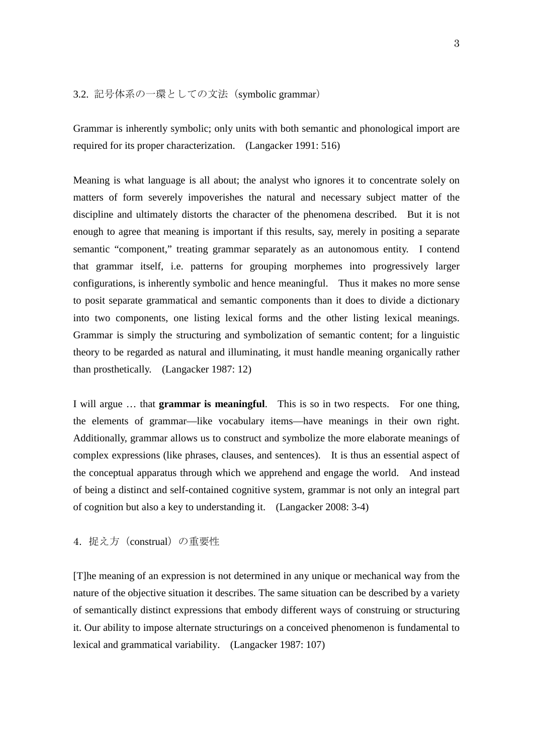## 3.2. 記号体系の一環としての文法（symbolic grammar）

Grammar is inherently symbolic; only units with both semantic and phonological import are required for its proper characterization.　(Langacker 1991: 516)

Meaning is what language is all about; the analyst who ignores it to concentrate solely on matters of form severely impoverishes the natural and necessary subject matter of the discipline and ultimately distorts the character of the phenomena described.　But it is not enough to agree that meaning is important if this results, say, merely in positing a separate semantic “component,” treating grammar separately as an autonomous entity.　I contend that grammar itself, i.e. patterns for grouping morphemes into progressively larger configurations, is inherently symbolic and hence meaningful.　Thus it makes no more sense to posit separate grammatical and semantic components than it does to divide a dictionary into two components, one listing lexical forms and the other listing lexical meanings. Grammar is simply the structuring and symbolization of semantic content; for a linguistic theory to be regarded as natural and illuminating, it must handle meaning organically rather than prosthetically.　(Langacker 1987: 12)

I will argue … that **grammar is meaningful**.　This is so in two respects.　For one thing, the elements of grammar—like vocabulary items—have meanings in their own right. Additionally, grammar allows us to construct and symbolize the more elaborate meanings of complex expressions (like phrases, clauses, and sentences).　It is thus an essential aspect of the conceptual apparatus through which we apprehend and engage the world.　And instead of being a distinct and self-contained cognitive system, grammar is not only an integral part of cognition but also a key to understanding it.　(Langacker 2008: 3-4)

## 4. 捉え方（construal）の重要性

[T]he meaning of an expression is not determined in any unique or mechanical way from the nature of the objective situation it describes. The same situation can be described by a variety of semantically distinct expressions that embody different ways of construing or structuring it. Our ability to impose alternate structurings on a conceived phenomenon is fundamental to lexical and grammatical variability.　(Langacker 1987: 107)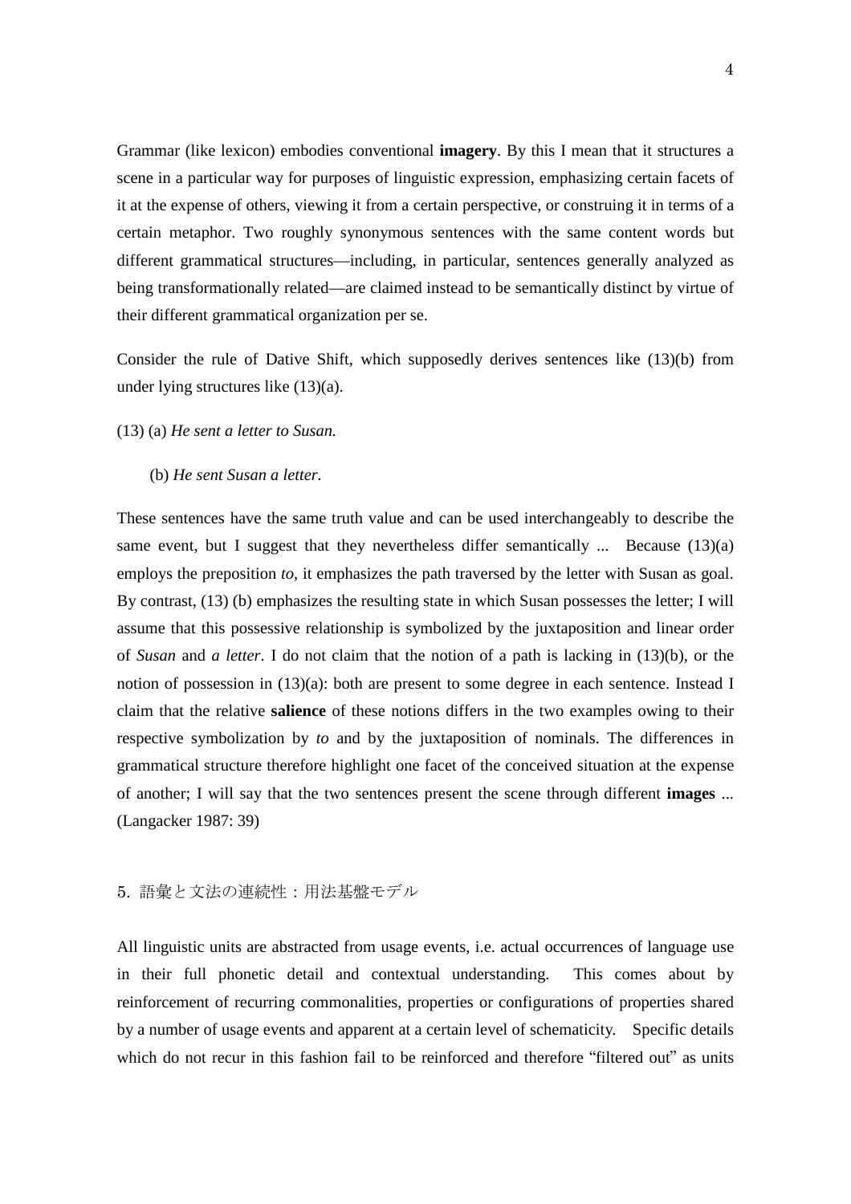Grammar (like lexicon) embodies conventional **imagery**. By this I mean that it structures a scene in a particular way for purposes of linguistic expression, emphasizing certain facets of it at the expense of others, viewing it from a certain perspective, or construing it in terms of a certain metaphor. Two roughly synonymous sentences with the same content words but different grammatical structures—including, in particular, sentences generally analyzed as being transformationally related—are claimed instead to be semantically distinct by virtue of their different grammatical organization per se.

Consider the rule of Dative Shift, which supposedly derives sentences like (13)(b) from under lying structures like (13)(a).

(13) (a) *He sent a letter to Susan.*

(b) *He sent Susan a letter.*

These sentences have the same truth value and can be used interchangeably to describe the same event, but I suggest that they nevertheless differ semantically ... Because (13)(a) employs the preposition *to*, it emphasizes the path traversed by the letter with Susan as goal. By contrast, (13) (b) emphasizes the resulting state in which Susan possesses the letter; I will assume that this possessive relationship is symbolized by the juxtaposition and linear order of *Susan* and *a letter*. I do not claim that the notion of a path is lacking in (13)(b), or the notion of possession in (13)(a): both are present to some degree in each sentence. Instead I claim that the relative **salience** of these notions differs in the two examples owing to their respective symbolization by *to* and by the juxtaposition of nominals. The differences in grammatical structure therefore highlight one facet of the conceived situation at the expense of another; I will say that the two sentences present the scene through different **images** ... (Langacker 1987: 39)

## 5. 語彙と文法の連続性：用法基盤モデル

All linguistic units are abstracted from usage events, i.e. actual occurrences of language use in their full phonetic detail and contextual understanding. This comes about by reinforcement of recurring commonalities, properties or configurations of properties shared by a number of usage events and apparent at a certain level of schematicity. Specific details which do not recur in this fashion fail to be reinforced and therefore "filtered out" as units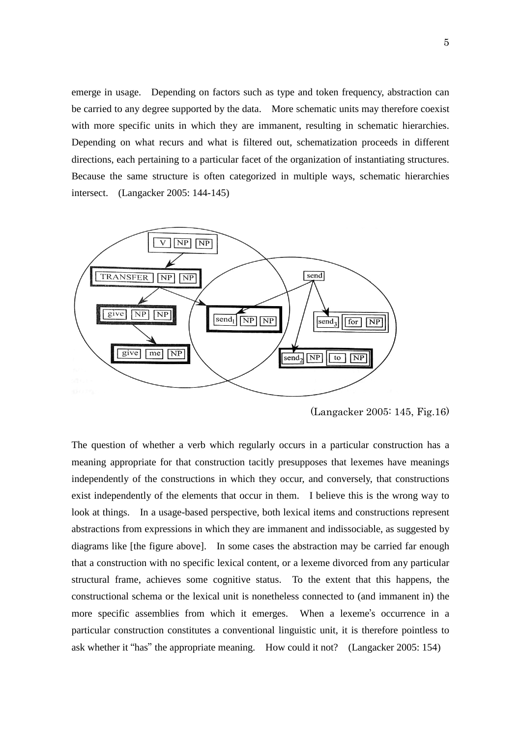emerge in usage. Depending on factors such as type and token frequency, abstraction can be carried to any degree supported by the data. More schematic units may therefore coexist with more specific units in which they are immanent, resulting in schematic hierarchies. Depending on what recurs and what is filtered out, schematization proceeds in different directions, each pertaining to a particular facet of the organization of instantiating structures. Because the same structure is often categorized in multiple ways, schematic hierarchies intersect. (Langacker 2005: 144-145)

(Langacker 2005: 145, Fig.16)

The question of whether a verb which regularly occurs in a particular construction has a meaning appropriate for that construction tacitly presupposes that lexemes have meanings independently of the constructions in which they occur, and conversely, that constructions exist independently of the elements that occur in them. I believe this is the wrong way to look at things. In a usage-based perspective, both lexical items and constructions represent abstractions from expressions in which they are immanent and indissociable, as suggested by diagrams like [the figure above]. In some cases the abstraction may be carried far enough that a construction with no specific lexical content, or a lexeme divorced from any particular structural frame, achieves some cognitive status. To the extent that this happens, the constructional schema or the lexical unit is nonetheless connected to (and immanent in) the more specific assemblies from which it emerges. When a lexeme's occurrence in a particular construction constitutes a conventional linguistic unit, it is therefore pointless to ask whether it "has" the appropriate meaning. How could it not? (Langacker 2005: 154)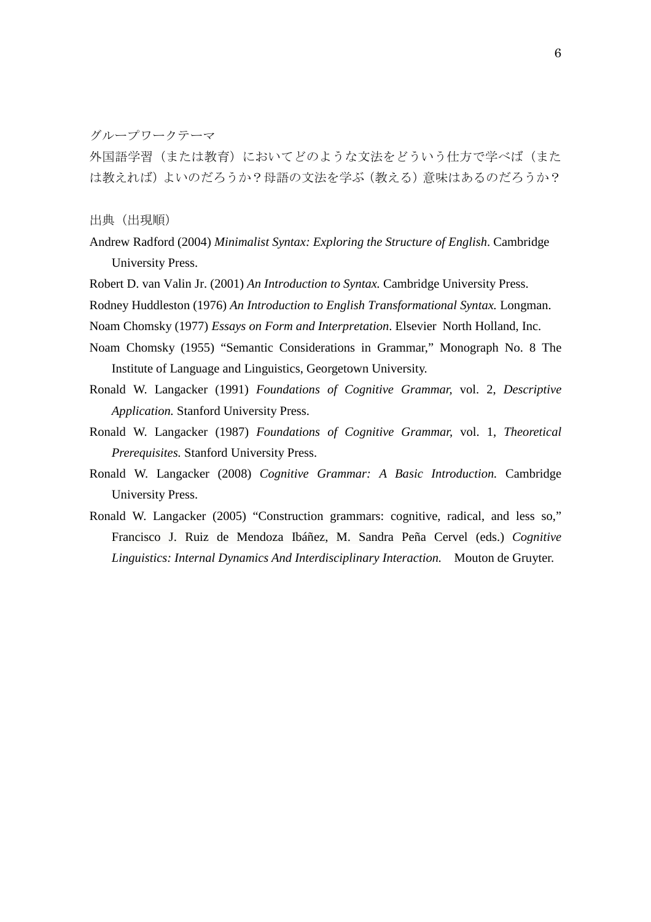グループワークテーマ

外国語学習（または教育）においてどのような文法をどういう仕方で学べば（または教えれば）よいのだろうか？母語の文法を学ぶ（教える）意味はあるのだろうか？

出典（出現順）

Andrew Radford (2004) *Minimalist Syntax: Exploring the Structure of English*. Cambridge University Press.

Robert D. van Valin Jr. (2001) *An Introduction to Syntax.* Cambridge University Press.

Rodney Huddleston (1976) *An Introduction to English Transformational Syntax.* Longman.

Noam Chomsky (1977) *Essays on Form and Interpretation*. Elsevier North Holland, Inc.

Noam Chomsky (1955) "Semantic Considerations in Grammar," Monograph No. 8 The Institute of Language and Linguistics, Georgetown University.

Ronald W. Langacker (1991) *Foundations of Cognitive Grammar,* vol. 2, *Descriptive Application.* Stanford University Press.

Ronald W. Langacker (1987) *Foundations of Cognitive Grammar,* vol. 1, *Theoretical Prerequisites.* Stanford University Press.

Ronald W. Langacker (2008) *Cognitive Grammar: A Basic Introduction.* Cambridge University Press.

Ronald W. Langacker (2005) "Construction grammars: cognitive, radical, and less so," Francisco J. Ruiz de Mendoza Ibáñez, M. Sandra Peña Cervel (eds.) *Cognitive Linguistics: Internal Dynamics And Interdisciplinary Interaction.* Mouton de Gruyter.